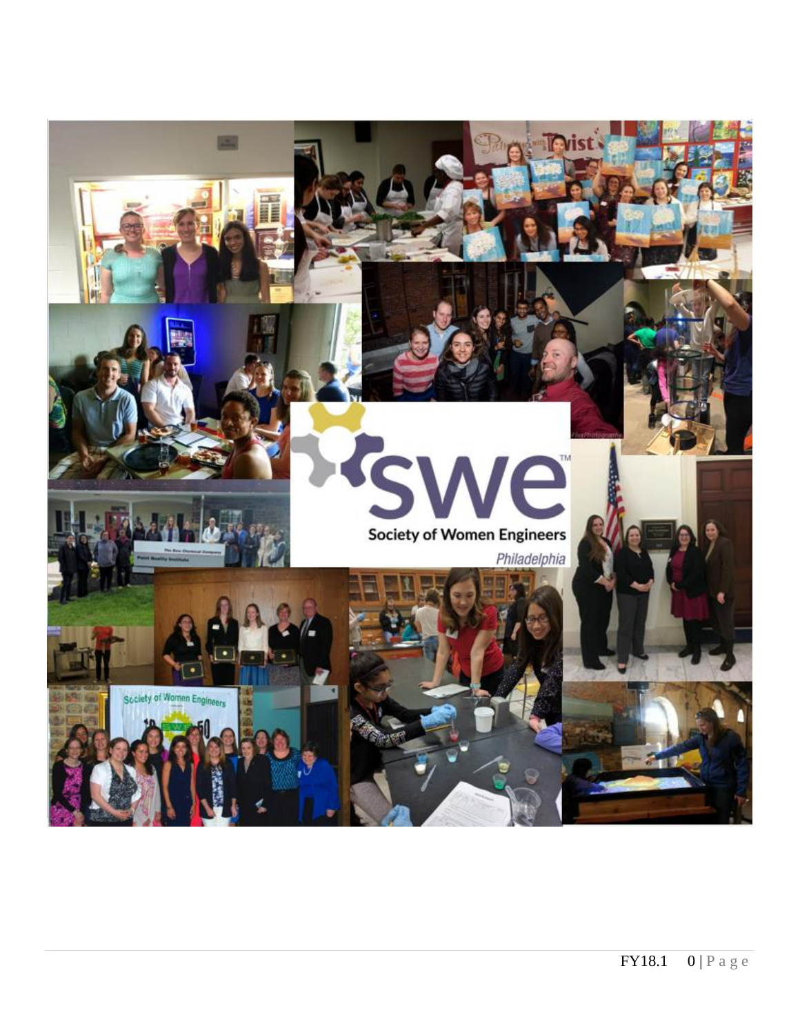# Society of Women Engineers

*Philadelphia*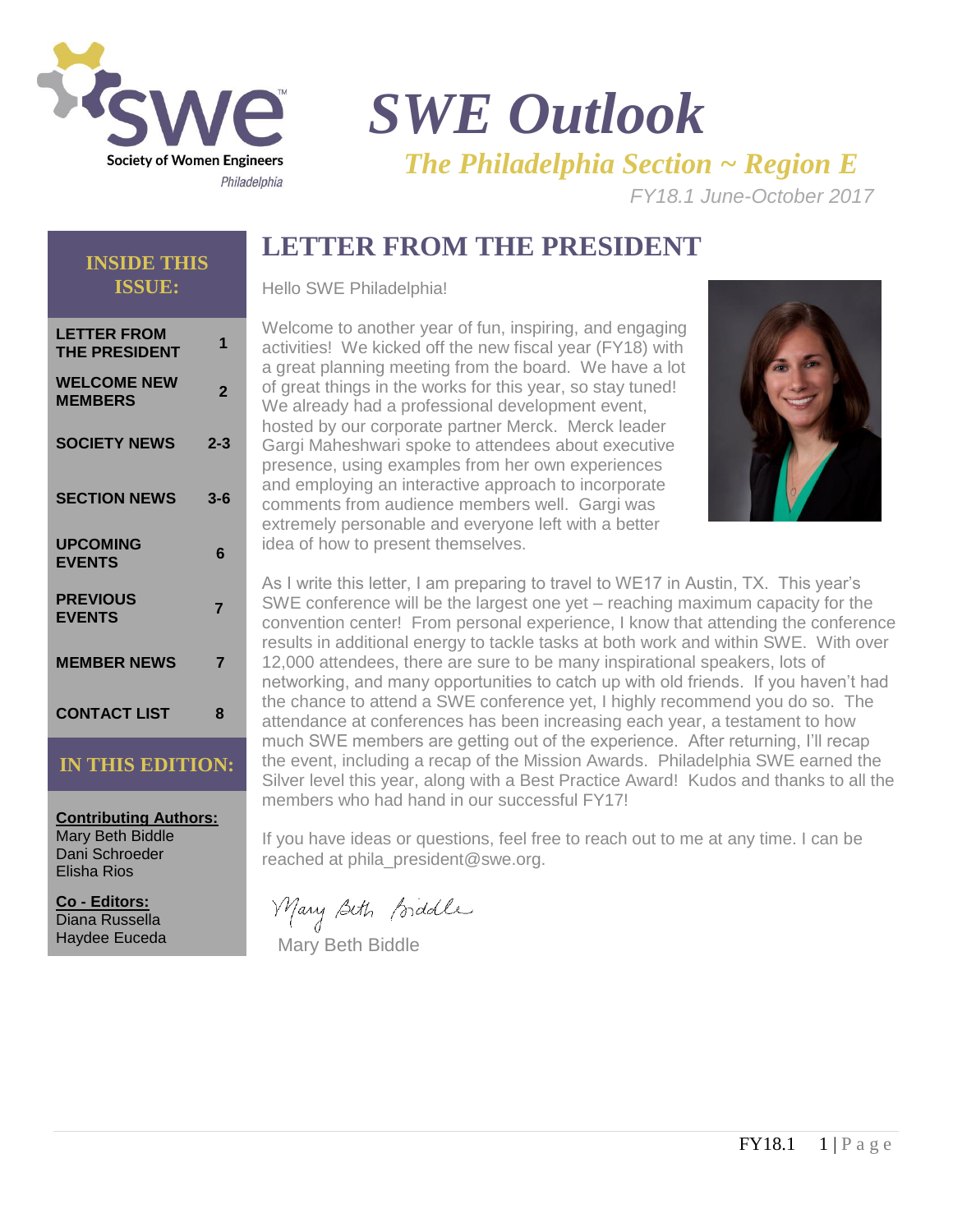# SWE Outlook

## *The Philadelphia Section ~ Region E*

*FY18.1 June-October 2017*

### INSIDE THIS ISSUE:

| | |
|---|---|
| **LETTER FROM THE PRESIDENT** | **1** |
| **WELCOME NEW MEMBERS** | **2** |
| **SOCIETY NEWS** | **2-3** |
| **SECTION NEWS** | **3-6** |
| **UPCOMING EVENTS** | **6** |
| **PREVIOUS EVENTS** | **7** |
| **MEMBER NEWS** | **7** |
| **CONTACT LIST** | **8** |

### IN THIS EDITION:

**Contributing Authors:**
Mary Beth Biddle
Dani Schroeder
Elisha Rios

**Co - Editors:**
Diana Russella
Haydee Euceda

## LETTER FROM THE PRESIDENT

Hello SWE Philadelphia!

Welcome to another year of fun, inspiring, and engaging activities! We kicked off the new fiscal year (FY18) with a great planning meeting from the board. We have a lot of great things in the works for this year, so stay tuned! We already had a professional development event, hosted by our corporate partner Merck. Merck leader Gargi Maheshwari spoke to attendees about executive presence, using examples from her own experiences and employing an interactive approach to incorporate comments from audience members well. Gargi was extremely personable and everyone left with a better idea of how to present themselves.

As I write this letter, I am preparing to travel to WE17 in Austin, TX. This year's SWE conference will be the largest one yet – reaching maximum capacity for the convention center! From personal experience, I know that attending the conference results in additional energy to tackle tasks at both work and within SWE. With over 12,000 attendees, there are sure to be many inspirational speakers, lots of networking, and many opportunities to catch up with old friends. If you haven't had the chance to attend a SWE conference yet, I highly recommend you do so. The attendance at conferences has been increasing each year, a testament to how much SWE members are getting out of the experience. After returning, I'll recap the event, including a recap of the Mission Awards. Philadelphia SWE earned the Silver level this year, along with a Best Practice Award! Kudos and thanks to all the members who had hand in our successful FY17!

If you have ideas or questions, feel free to reach out to me at any time. I can be reached at phila_president@swe.org.

Mary Beth Biddle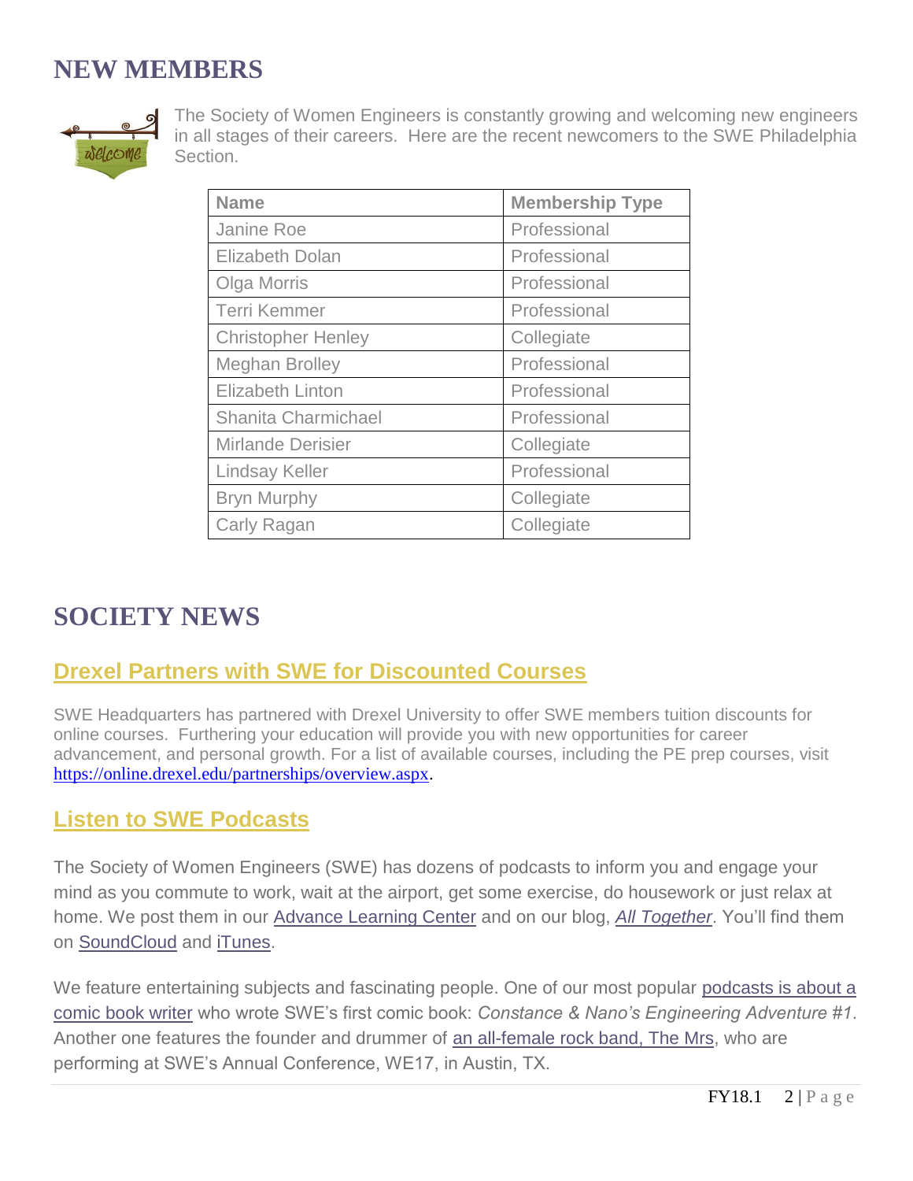# NEW MEMBERS

The Society of Women Engineers is constantly growing and welcoming new engineers in all stages of their careers. Here are the recent newcomers to the SWE Philadelphia Section.

| Name | Membership Type |
|---|---|
| Janine Roe | Professional |
| Elizabeth Dolan | Professional |
| Olga Morris | Professional |
| Terri Kemmer | Professional |
| Christopher Henley | Collegiate |
| Meghan Brolley | Professional |
| Elizabeth Linton | Professional |
| Shanita Charmichael | Professional |
| Mirlande Derisier | Collegiate |
| Lindsay Keller | Professional |
| Bryn Murphy | Collegiate |
| Carly Ragan | Collegiate |

# SOCIETY NEWS

## Drexel Partners with SWE for Discounted Courses

SWE Headquarters has partnered with Drexel University to offer SWE members tuition discounts for online courses. Furthering your education will provide you with new opportunities for career advancement, and personal growth. For a list of available courses, including the PE prep courses, visit https://online.drexel.edu/partnerships/overview.aspx.

## Listen to SWE Podcasts

The Society of Women Engineers (SWE) has dozens of podcasts to inform you and engage your mind as you commute to work, wait at the airport, get some exercise, do housework or just relax at home. We post them in our Advance Learning Center and on our blog, *All Together*. You'll find them on SoundCloud and iTunes.

We feature entertaining subjects and fascinating people. One of our most popular podcasts is about a comic book writer who wrote SWE's first comic book: *Constance & Nano's Engineering Adventure #1*. Another one features the founder and drummer of an all-female rock band, The Mrs, who are performing at SWE's Annual Conference, WE17, in Austin, TX.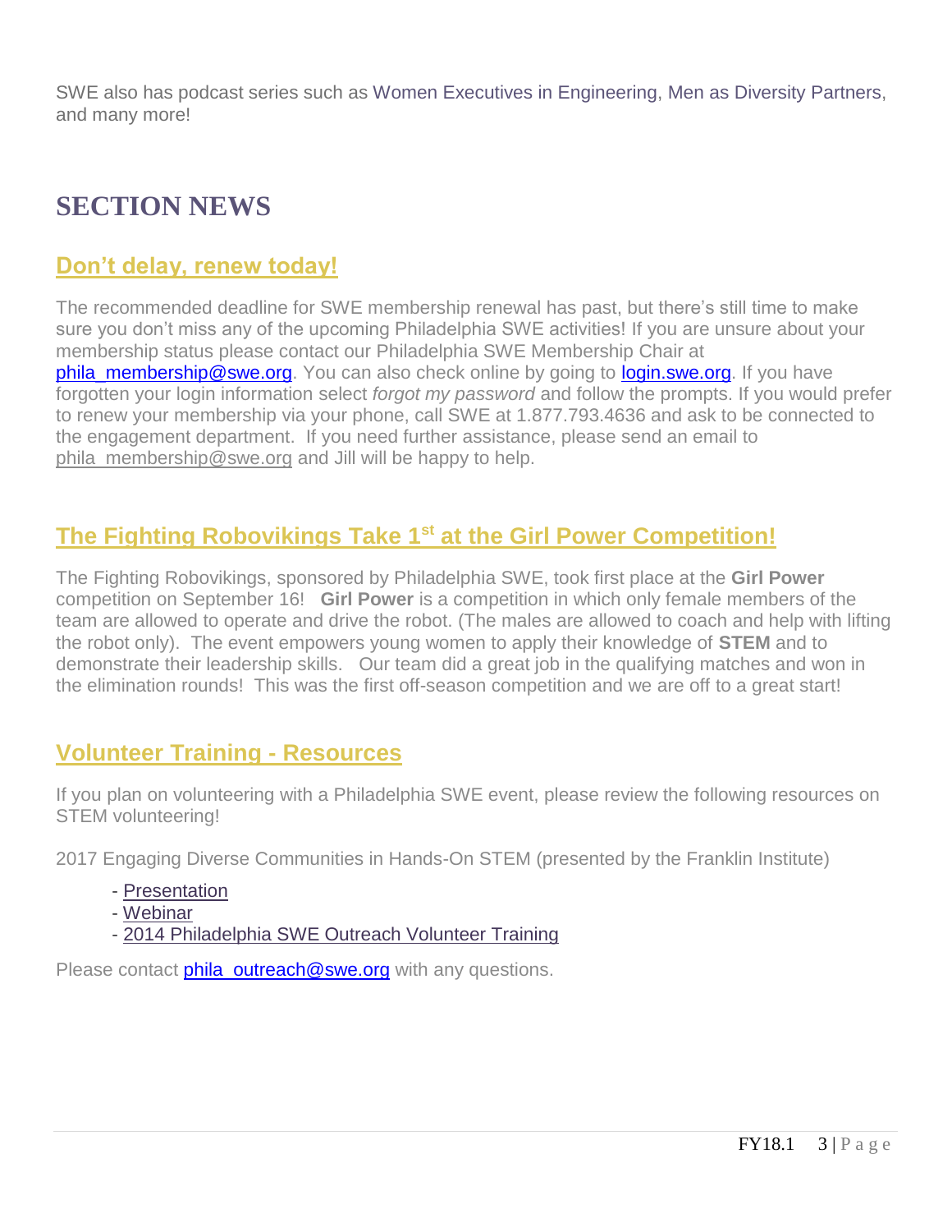SWE also has podcast series such as Women Executives in Engineering, Men as Diversity Partners, and many more!

# SECTION NEWS

## Don't delay, renew today!

The recommended deadline for SWE membership renewal has past, but there's still time to make sure you don't miss any of the upcoming Philadelphia SWE activities! If you are unsure about your membership status please contact our Philadelphia SWE Membership Chair at phila_membership@swe.org. You can also check online by going to login.swe.org. If you have forgotten your login information select *forgot my password* and follow the prompts. If you would prefer to renew your membership via your phone, call SWE at 1.877.793.4636 and ask to be connected to the engagement department. If you need further assistance, please send an email to phila_membership@swe.org and Jill will be happy to help.

## The Fighting Robovikings Take 1st at the Girl Power Competition!

The Fighting Robovikings, sponsored by Philadelphia SWE, took first place at the **Girl Power** competition on September 16! **Girl Power** is a competition in which only female members of the team are allowed to operate and drive the robot. (The males are allowed to coach and help with lifting the robot only). The event empowers young women to apply their knowledge of **STEM** and to demonstrate their leadership skills. Our team did a great job in the qualifying matches and won in the elimination rounds! This was the first off-season competition and we are off to a great start!

## Volunteer Training - Resources

If you plan on volunteering with a Philadelphia SWE event, please review the following resources on STEM volunteering!

2017 Engaging Diverse Communities in Hands-On STEM (presented by the Franklin Institute)

- Presentation
- Webinar
- 2014 Philadelphia SWE Outreach Volunteer Training

Please contact phila_outreach@swe.org with any questions.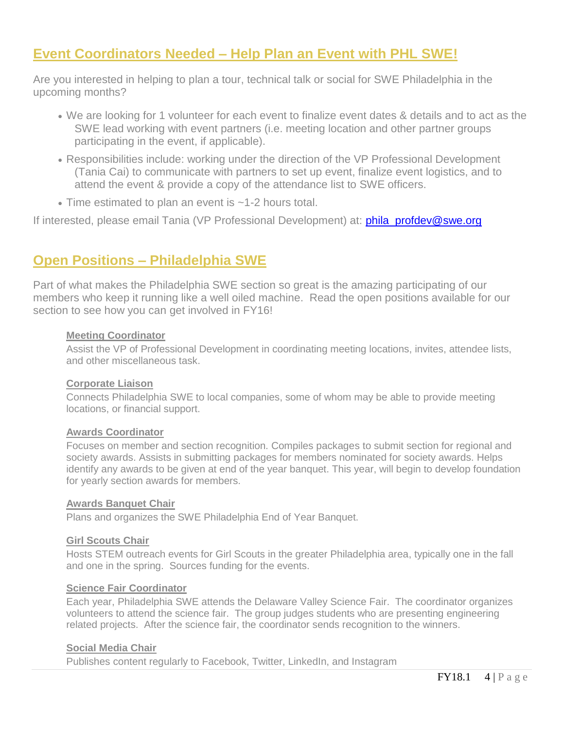## Event Coordinators Needed – Help Plan an Event with PHL SWE!

Are you interested in helping to plan a tour, technical talk or social for SWE Philadelphia in the upcoming months?

- We are looking for 1 volunteer for each event to finalize event dates & details and to act as the SWE lead working with event partners (i.e. meeting location and other partner groups participating in the event, if applicable).
- Responsibilities include: working under the direction of the VP Professional Development (Tania Cai) to communicate with partners to set up event, finalize event logistics, and to attend the event & provide a copy of the attendance list to SWE officers.
- Time estimated to plan an event is ~1-2 hours total.

If interested, please email Tania (VP Professional Development) at: phila_profdev@swe.org

## Open Positions – Philadelphia SWE

Part of what makes the Philadelphia SWE section so great is the amazing participating of our members who keep it running like a well oiled machine. Read the open positions available for our section to see how you can get involved in FY16!

**Meeting Coordinator**

Assist the VP of Professional Development in coordinating meeting locations, invites, attendee lists, and other miscellaneous task.

**Corporate Liaison**

Connects Philadelphia SWE to local companies, some of whom may be able to provide meeting locations, or financial support.

**Awards Coordinator**

Focuses on member and section recognition. Compiles packages to submit section for regional and society awards. Assists in submitting packages for members nominated for society awards. Helps identify any awards to be given at end of the year banquet. This year, will begin to develop foundation for yearly section awards for members.

**Awards Banquet Chair**

Plans and organizes the SWE Philadelphia End of Year Banquet.

**Girl Scouts Chair**

Hosts STEM outreach events for Girl Scouts in the greater Philadelphia area, typically one in the fall and one in the spring. Sources funding for the events.

**Science Fair Coordinator**

Each year, Philadelphia SWE attends the Delaware Valley Science Fair. The coordinator organizes volunteers to attend the science fair. The group judges students who are presenting engineering related projects. After the science fair, the coordinator sends recognition to the winners.

**Social Media Chair**

Publishes content regularly to Facebook, Twitter, LinkedIn, and Instagram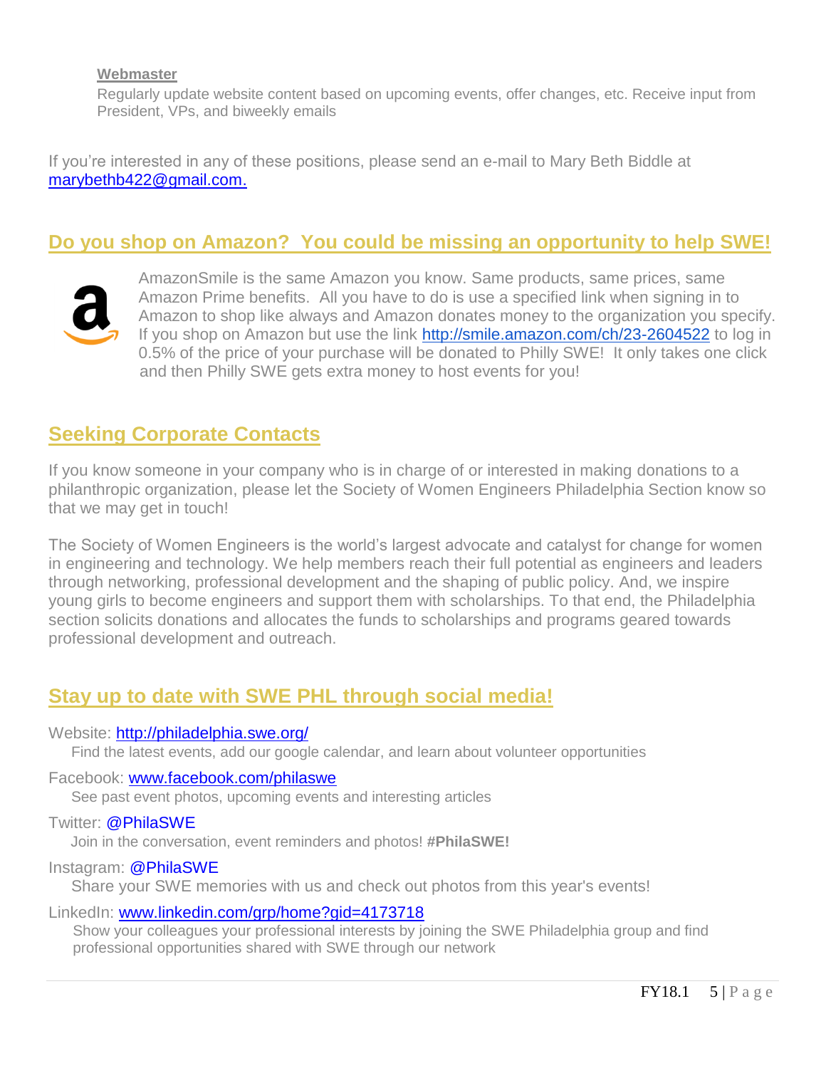**Webmaster**

Regularly update website content based on upcoming events, offer changes, etc. Receive input from President, VPs, and biweekly emails

If you're interested in any of these positions, please send an e-mail to Mary Beth Biddle at marybethb422@gmail.com.

## Do you shop on Amazon? You could be missing an opportunity to help SWE!

AmazonSmile is the same Amazon you know. Same products, same prices, same Amazon Prime benefits. All you have to do is use a specified link when signing in to Amazon to shop like always and Amazon donates money to the organization you specify. If you shop on Amazon but use the link http://smile.amazon.com/ch/23-2604522 to log in 0.5% of the price of your purchase will be donated to Philly SWE! It only takes one click and then Philly SWE gets extra money to host events for you!

## Seeking Corporate Contacts

If you know someone in your company who is in charge of or interested in making donations to a philanthropic organization, please let the Society of Women Engineers Philadelphia Section know so that we may get in touch!

The Society of Women Engineers is the world's largest advocate and catalyst for change for women in engineering and technology. We help members reach their full potential as engineers and leaders through networking, professional development and the shaping of public policy. And, we inspire young girls to become engineers and support them with scholarships. To that end, the Philadelphia section solicits donations and allocates the funds to scholarships and programs geared towards professional development and outreach.

## Stay up to date with SWE PHL through social media!

Website: http://philadelphia.swe.org/
Find the latest events, add our google calendar, and learn about volunteer opportunities

Facebook: www.facebook.com/philaswe
See past event photos, upcoming events and interesting articles

Twitter: @PhilaSWE
Join in the conversation, event reminders and photos! **#PhilaSWE!**

Instagram: @PhilaSWE
Share your SWE memories with us and check out photos from this year's events!

LinkedIn: www.linkedin.com/grp/home?gid=4173718
Show your colleagues your professional interests by joining the SWE Philadelphia group and find professional opportunities shared with SWE through our network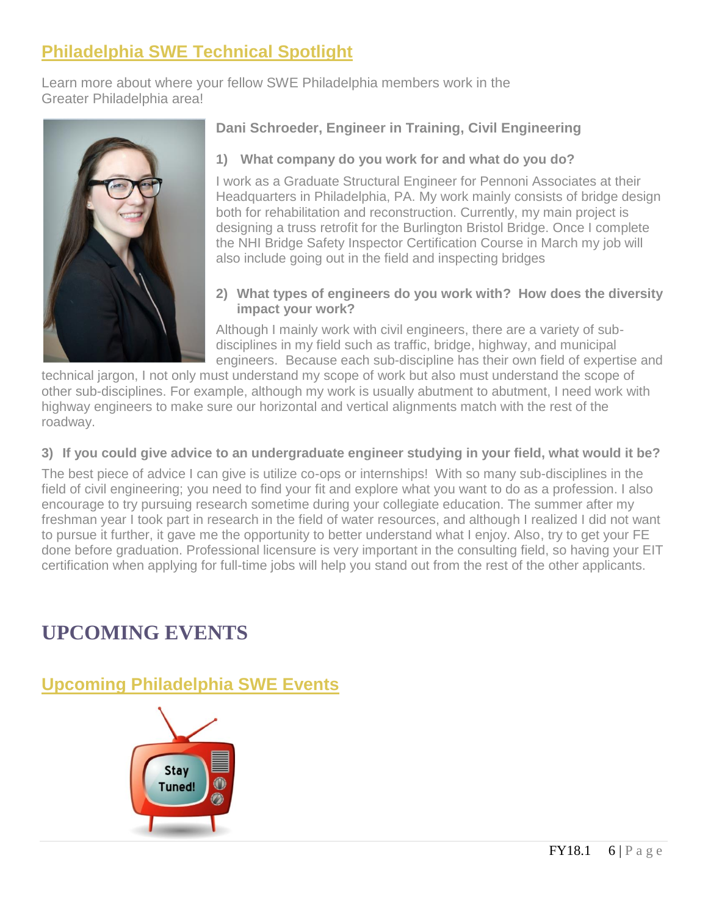## Philadelphia SWE Technical Spotlight

Learn more about where your fellow SWE Philadelphia members work in the Greater Philadelphia area!

**Dani Schroeder, Engineer in Training, Civil Engineering**

**1) What company do you work for and what do you do?**

I work as a Graduate Structural Engineer for Pennoni Associates at their Headquarters in Philadelphia, PA. My work mainly consists of bridge design both for rehabilitation and reconstruction. Currently, my main project is designing a truss retrofit for the Burlington Bristol Bridge. Once I complete the NHI Bridge Safety Inspector Certification Course in March my job will also include going out in the field and inspecting bridges

**2) What types of engineers do you work with? How does the diversity impact your work?**

Although I mainly work with civil engineers, there are a variety of sub-disciplines in my field such as traffic, bridge, highway, and municipal engineers. Because each sub-discipline has their own field of expertise and technical jargon, I not only must understand my scope of work but also must understand the scope of other sub-disciplines. For example, although my work is usually abutment to abutment, I need work with highway engineers to make sure our horizontal and vertical alignments match with the rest of the roadway.

**3) If you could give advice to an undergraduate engineer studying in your field, what would it be?**

The best piece of advice I can give is utilize co-ops or internships! With so many sub-disciplines in the field of civil engineering; you need to find your fit and explore what you want to do as a profession. I also encourage to try pursuing research sometime during your collegiate education. The summer after my freshman year I took part in research in the field of water resources, and although I realized I did not want to pursue it further, it gave me the opportunity to better understand what I enjoy. Also, try to get your FE done before graduation. Professional licensure is very important in the consulting field, so having your EIT certification when applying for full-time jobs will help you stand out from the rest of the other applicants.

# UPCOMING EVENTS

## Upcoming Philadelphia SWE Events

Stay Tuned!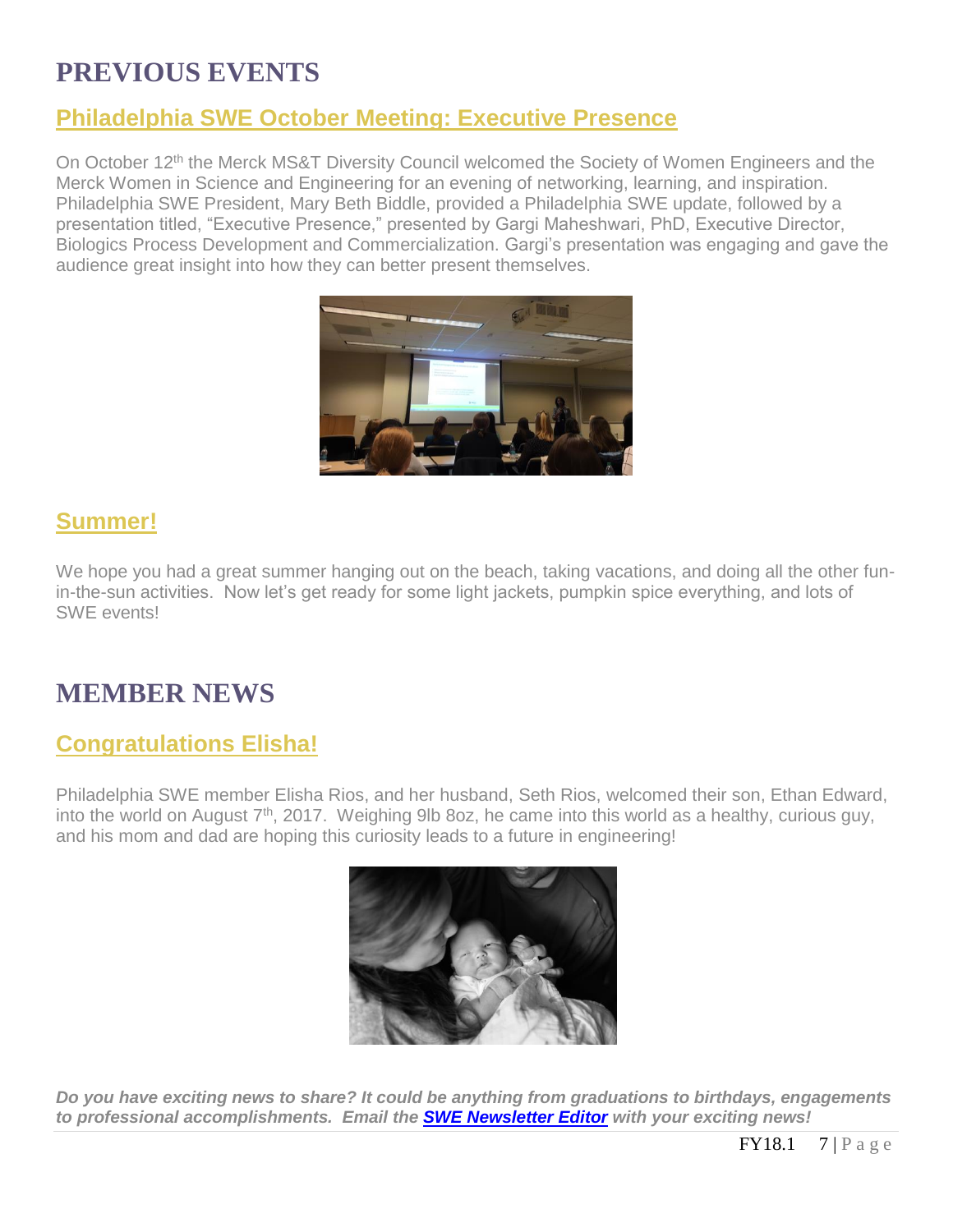# PREVIOUS EVENTS

## Philadelphia SWE October Meeting: Executive Presence

On October 12th the Merck MS&T Diversity Council welcomed the Society of Women Engineers and the Merck Women in Science and Engineering for an evening of networking, learning, and inspiration. Philadelphia SWE President, Mary Beth Biddle, provided a Philadelphia SWE update, followed by a presentation titled, "Executive Presence," presented by Gargi Maheshwari, PhD, Executive Director, Biologics Process Development and Commercialization. Gargi's presentation was engaging and gave the audience great insight into how they can better present themselves.

## Summer!

We hope you had a great summer hanging out on the beach, taking vacations, and doing all the other fun-in-the-sun activities. Now let's get ready for some light jackets, pumpkin spice everything, and lots of SWE events!

# MEMBER NEWS

## Congratulations Elisha!

Philadelphia SWE member Elisha Rios, and her husband, Seth Rios, welcomed their son, Ethan Edward, into the world on August 7th, 2017. Weighing 9lb 8oz, he came into this world as a healthy, curious guy, and his mom and dad are hoping this curiosity leads to a future in engineering!

***Do you have exciting news to share? It could be anything from graduations to birthdays, engagements to professional accomplishments. Email the [SWE Newsletter Editor] with your exciting news!***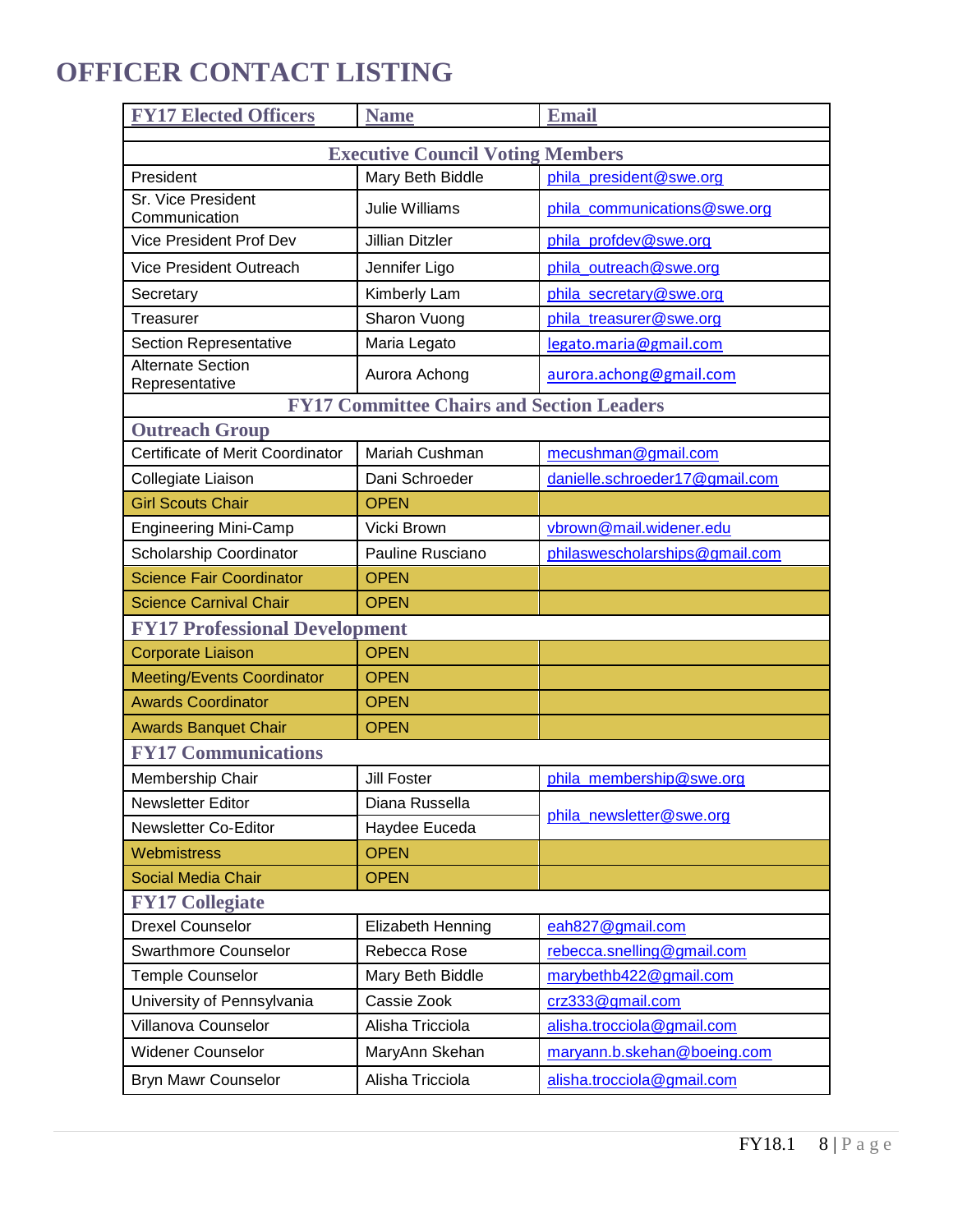# OFFICER CONTACT LISTING

| FY17 Elected Officers | Name | Email |
|---|---|---|
| **Executive Council Voting Members** | | |
| President | Mary Beth Biddle | phila_president@swe.org |
| Sr. Vice President Communication | Julie Williams | phila_communications@swe.org |
| Vice President Prof Dev | Jillian Ditzler | phila_profdev@swe.org |
| Vice President Outreach | Jennifer Ligo | phila_outreach@swe.org |
| Secretary | Kimberly Lam | phila_secretary@swe.org |
| Treasurer | Sharon Vuong | phila_treasurer@swe.org |
| Section Representative | Maria Legato | legato.maria@gmail.com |
| Alternate Section Representative | Aurora Achong | aurora.achong@gmail.com |
| **FY17 Committee Chairs and Section Leaders** | | |
| **Outreach Group** | | |
| Certificate of Merit Coordinator | Mariah Cushman | mecushman@gmail.com |
| Collegiate Liaison | Dani Schroeder | danielle.schroeder17@gmail.com |
| Girl Scouts Chair | OPEN | |
| Engineering Mini-Camp | Vicki Brown | vbrown@mail.widener.edu |
| Scholarship Coordinator | Pauline Rusciano | philaswescholarships@gmail.com |
| Science Fair Coordinator | OPEN | |
| Science Carnival Chair | OPEN | |
| **FY17 Professional Development** | | |
| Corporate Liaison | OPEN | |
| Meeting/Events Coordinator | OPEN | |
| Awards Coordinator | OPEN | |
| Awards Banquet Chair | OPEN | |
| **FY17 Communications** | | |
| Membership Chair | Jill Foster | phila_membership@swe.org |
| Newsletter Editor | Diana Russella | phila_newsletter@swe.org |
| Newsletter Co-Editor | Haydee Euceda | |
| Webmistress | OPEN | |
| Social Media Chair | OPEN | |
| **FY17 Collegiate** | | |
| Drexel Counselor | Elizabeth Henning | eah827@gmail.com |
| Swarthmore Counselor | Rebecca Rose | rebecca.snelling@gmail.com |
| Temple Counselor | Mary Beth Biddle | marybethb422@gmail.com |
| University of Pennsylvania | Cassie Zook | crz333@gmail.com |
| Villanova Counselor | Alisha Tricciola | alisha.trocciola@gmail.com |
| Widener Counselor | MaryAnn Skehan | maryann.b.skehan@boeing.com |
| Bryn Mawr Counselor | Alisha Tricciola | alisha.trocciola@gmail.com |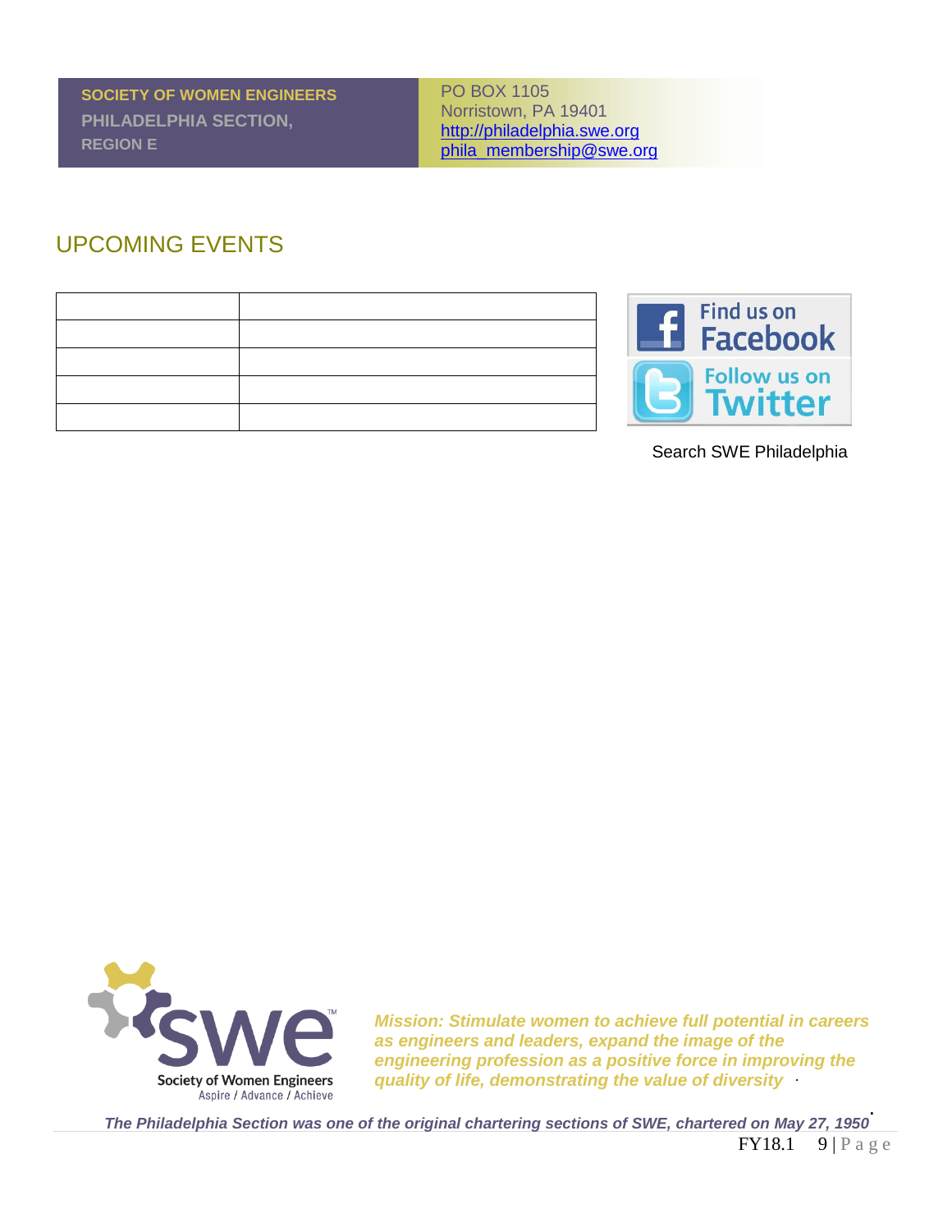**SOCIETY OF WOMEN ENGINEERS**
**PHILADELPHIA SECTION,**
**REGION E**

PO BOX 1105
Norristown, PA 19401
http://philadelphia.swe.org
phila_membership@swe.org

## UPCOMING EVENTS

| | |
|---|---|
| | |
| | |
| | |
| | |
| | |

Find us on Facebook
Follow us on Twitter

Search SWE Philadelphia

Society of Women Engineers
Aspire / Advance / Achieve

***Mission: Stimulate women to achieve full potential in careers as engineers and leaders, expand the image of the engineering profession as a positive force in improving the quality of life, demonstrating the value of diversity***

***The Philadelphia Section was one of the original chartering sections of SWE, chartered on May 27, 1950***

FY18.1